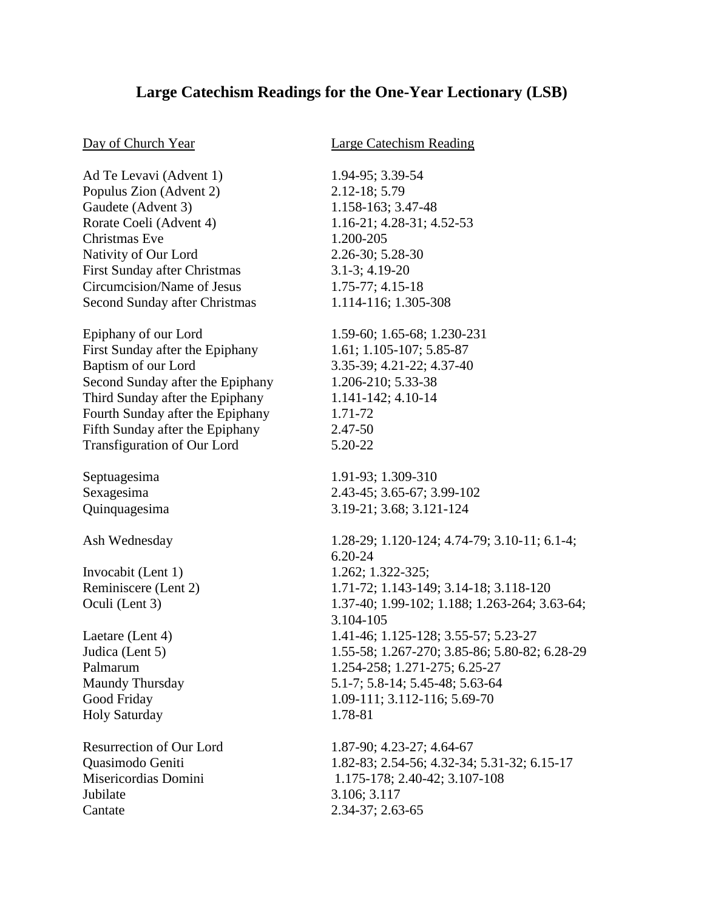# Large Catechism Readings for the One-Year Lectionary (LSB)

| Day of Church Year | Large Catechism Reading |
| --- | --- |
| Ad Te Levavi (Advent 1) | 1.94-95; 3.39-54 |
| Populus Zion (Advent 2) | 2.12-18; 5.79 |
| Gaudete (Advent 3) | 1.158-163; 3.47-48 |
| Rorate Coeli (Advent 4) | 1.16-21; 4.28-31; 4.52-53 |
| Christmas Eve | 1.200-205 |
| Nativity of Our Lord | 2.26-30; 5.28-30 |
| First Sunday after Christmas | 3.1-3; 4.19-20 |
| Circumcision/Name of Jesus | 1.75-77; 4.15-18 |
| Second Sunday after Christmas | 1.114-116; 1.305-308 |
| | |
| Epiphany of our Lord | 1.59-60; 1.65-68; 1.230-231 |
| First Sunday after the Epiphany | 1.61; 1.105-107; 5.85-87 |
| Baptism of our Lord | 3.35-39; 4.21-22; 4.37-40 |
| Second Sunday after the Epiphany | 1.206-210; 5.33-38 |
| Third Sunday after the Epiphany | 1.141-142; 4.10-14 |
| Fourth Sunday after the Epiphany | 1.71-72 |
| Fifth Sunday after the Epiphany | 2.47-50 |
| Transfiguration of Our Lord | 5.20-22 |
| | |
| Septuagesima | 1.91-93; 1.309-310 |
| Sexagesima | 2.43-45; 3.65-67; 3.99-102 |
| Quinquagesima | 3.19-21; 3.68; 3.121-124 |
| | |
| Ash Wednesday | 1.28-29; 1.120-124; 4.74-79; 3.10-11; 6.1-4; 6.20-24 |
| Invocabit (Lent 1) | 1.262; 1.322-325; |
| Reminiscere (Lent 2) | 1.71-72; 1.143-149; 3.14-18; 3.118-120 |
| Oculi (Lent 3) | 1.37-40; 1.99-102; 1.188; 1.263-264; 3.63-64; 3.104-105 |
| Laetare (Lent 4) | 1.41-46; 1.125-128; 3.55-57; 5.23-27 |
| Judica (Lent 5) | 1.55-58; 1.267-270; 3.85-86; 5.80-82; 6.28-29 |
| Palmarum | 1.254-258; 1.271-275; 6.25-27 |
| Maundy Thursday | 5.1-7; 5.8-14; 5.45-48; 5.63-64 |
| Good Friday | 1.09-111; 3.112-116; 5.69-70 |
| Holy Saturday | 1.78-81 |
| | |
| Resurrection of Our Lord | 1.87-90; 4.23-27; 4.64-67 |
| Quasimodo Geniti | 1.82-83; 2.54-56; 4.32-34; 5.31-32; 6.15-17 |
| Misericordias Domini | 1.175-178; 2.40-42; 3.107-108 |
| Jubilate | 3.106; 3.117 |
| Cantate | 2.34-37; 2.63-65 |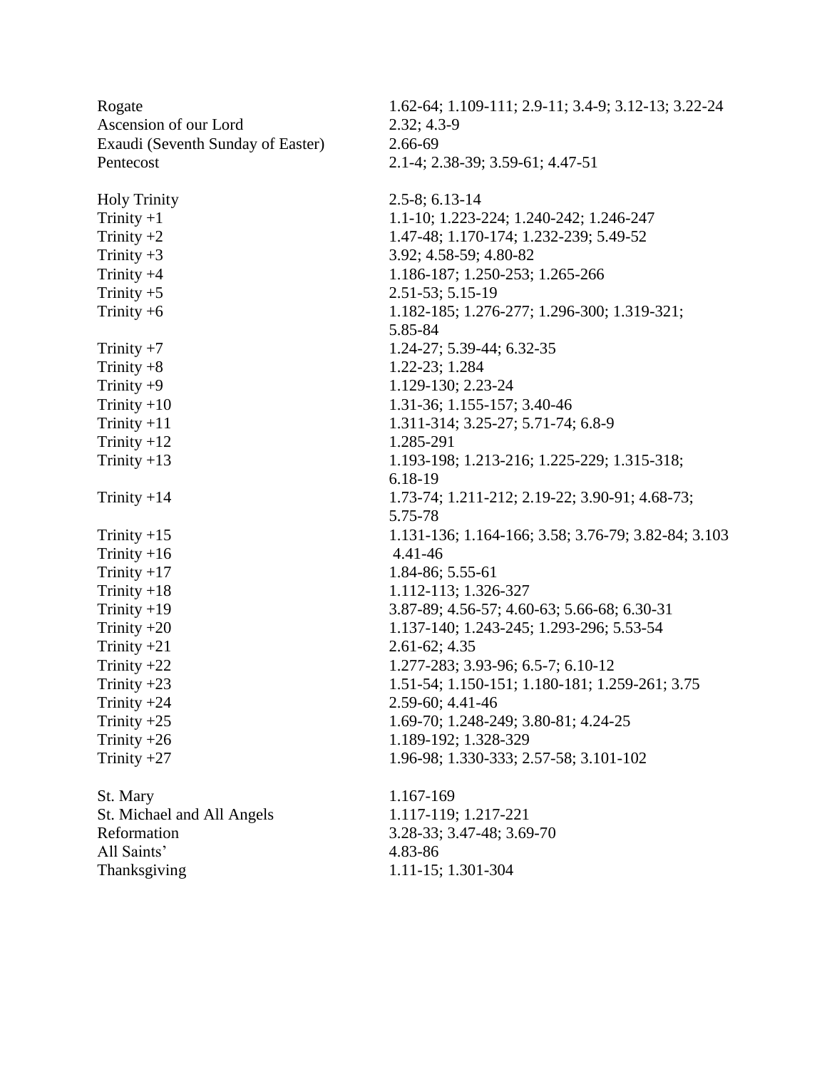| | |
|---|---|
| Rogate | 1.62-64; 1.109-111; 2.9-11; 3.4-9; 3.12-13; 3.22-24 |
| Ascension of our Lord | 2.32; 4.3-9 |
| Exaudi (Seventh Sunday of Easter) | 2.66-69 |
| Pentecost | 2.1-4; 2.38-39; 3.59-61; 4.47-51 |
| | |
| Holy Trinity | 2.5-8; 6.13-14 |
| Trinity +1 | 1.1-10; 1.223-224; 1.240-242; 1.246-247 |
| Trinity +2 | 1.47-48; 1.170-174; 1.232-239; 5.49-52 |
| Trinity +3 | 3.92; 4.58-59; 4.80-82 |
| Trinity +4 | 1.186-187; 1.250-253; 1.265-266 |
| Trinity +5 | 2.51-53; 5.15-19 |
| Trinity +6 | 1.182-185; 1.276-277; 1.296-300; 1.319-321; 5.85-84 |
| Trinity +7 | 1.24-27; 5.39-44; 6.32-35 |
| Trinity +8 | 1.22-23; 1.284 |
| Trinity +9 | 1.129-130; 2.23-24 |
| Trinity +10 | 1.31-36; 1.155-157; 3.40-46 |
| Trinity +11 | 1.311-314; 3.25-27; 5.71-74; 6.8-9 |
| Trinity +12 | 1.285-291 |
| Trinity +13 | 1.193-198; 1.213-216; 1.225-229; 1.315-318; 6.18-19 |
| Trinity +14 | 1.73-74; 1.211-212; 2.19-22; 3.90-91; 4.68-73; 5.75-78 |
| Trinity +15 | 1.131-136; 1.164-166; 3.58; 3.76-79; 3.82-84; 3.103 |
| Trinity +16 | 4.41-46 |
| Trinity +17 | 1.84-86; 5.55-61 |
| Trinity +18 | 1.112-113; 1.326-327 |
| Trinity +19 | 3.87-89; 4.56-57; 4.60-63; 5.66-68; 6.30-31 |
| Trinity +20 | 1.137-140; 1.243-245; 1.293-296; 5.53-54 |
| Trinity +21 | 2.61-62; 4.35 |
| Trinity +22 | 1.277-283; 3.93-96; 6.5-7; 6.10-12 |
| Trinity +23 | 1.51-54; 1.150-151; 1.180-181; 1.259-261; 3.75 |
| Trinity +24 | 2.59-60; 4.41-46 |
| Trinity +25 | 1.69-70; 1.248-249; 3.80-81; 4.24-25 |
| Trinity +26 | 1.189-192; 1.328-329 |
| Trinity +27 | 1.96-98; 1.330-333; 2.57-58; 3.101-102 |
| | |
| St. Mary | 1.167-169 |
| St. Michael and All Angels | 1.117-119; 1.217-221 |
| Reformation | 3.28-33; 3.47-48; 3.69-70 |
| All Saints' | 4.83-86 |
| Thanksgiving | 1.11-15; 1.301-304 |